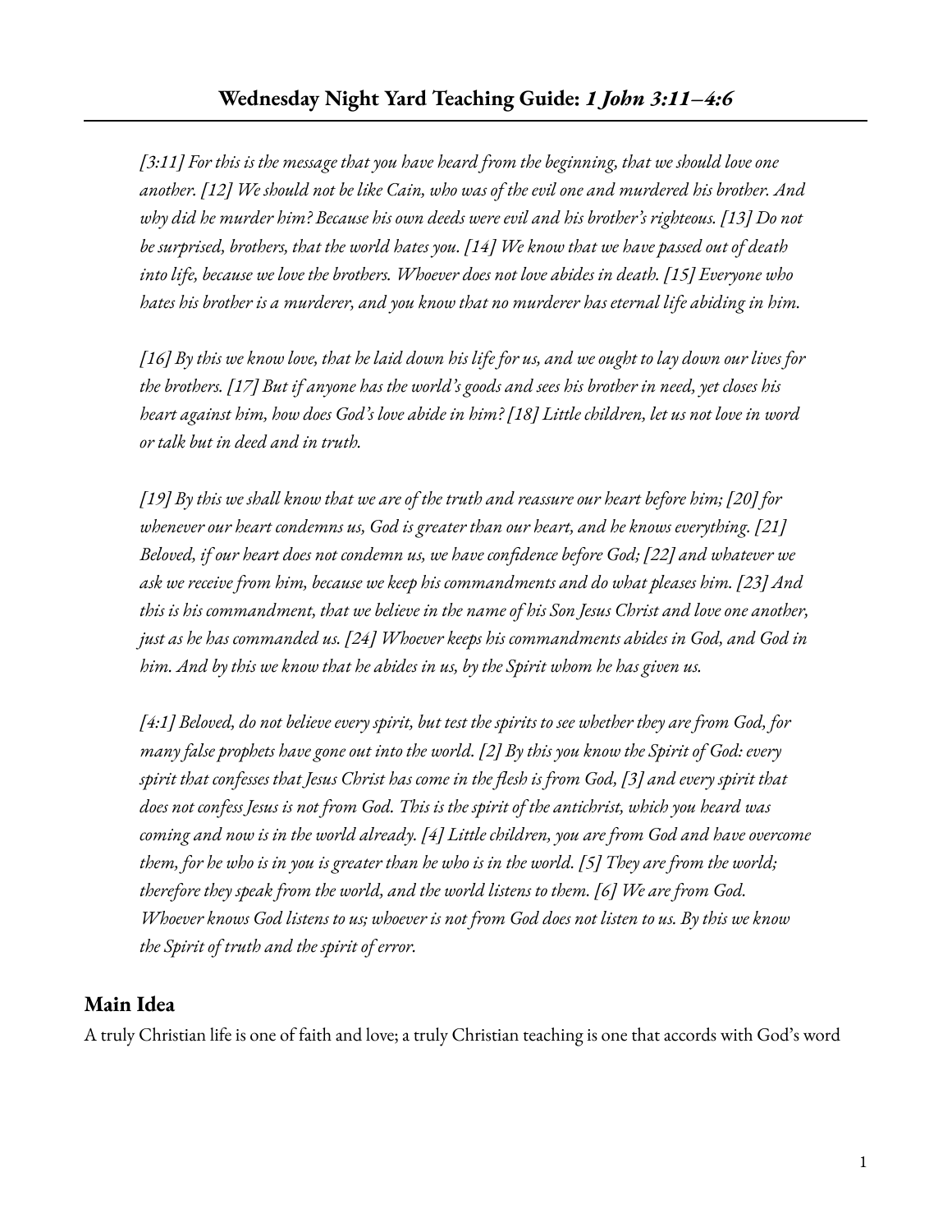# Wednesday Night Yard Teaching Guide: *1 John 3:11–4:6*

*[3:11] For this is the message that you have heard from the beginning, that we should love one another. [12] We should not be like Cain, who was of the evil one and murdered his brother. And why did he murder him? Because his own deeds were evil and his brother's righteous. [13] Do not be surprised, brothers, that the world hates you. [14] We know that we have passed out of death into life, because we love the brothers. Whoever does not love abides in death. [15] Everyone who hates his brother is a murderer, and you know that no murderer has eternal life abiding in him.*

*[16] By this we know love, that he laid down his life for us, and we ought to lay down our lives for the brothers. [17] But if anyone has the world's goods and sees his brother in need, yet closes his heart against him, how does God's love abide in him? [18] Little children, let us not love in word or talk but in deed and in truth.*

*[19] By this we shall know that we are of the truth and reassure our heart before him; [20] for whenever our heart condemns us, God is greater than our heart, and he knows everything. [21] Beloved, if our heart does not condemn us, we have confidence before God; [22] and whatever we ask we receive from him, because we keep his commandments and do what pleases him. [23] And this is his commandment, that we believe in the name of his Son Jesus Christ and love one another, just as he has commanded us. [24] Whoever keeps his commandments abides in God, and God in him. And by this we know that he abides in us, by the Spirit whom he has given us.*

*[4:1] Beloved, do not believe every spirit, but test the spirits to see whether they are from God, for many false prophets have gone out into the world. [2] By this you know the Spirit of God: every spirit that confesses that Jesus Christ has come in the flesh is from God, [3] and every spirit that does not confess Jesus is not from God. This is the spirit of the antichrist, which you heard was coming and now is in the world already. [4] Little children, you are from God and have overcome them, for he who is in you is greater than he who is in the world. [5] They are from the world; therefore they speak from the world, and the world listens to them. [6] We are from God. Whoever knows God listens to us; whoever is not from God does not listen to us. By this we know the Spirit of truth and the spirit of error.*

## Main Idea

A truly Christian life is one of faith and love; a truly Christian teaching is one that accords with God's word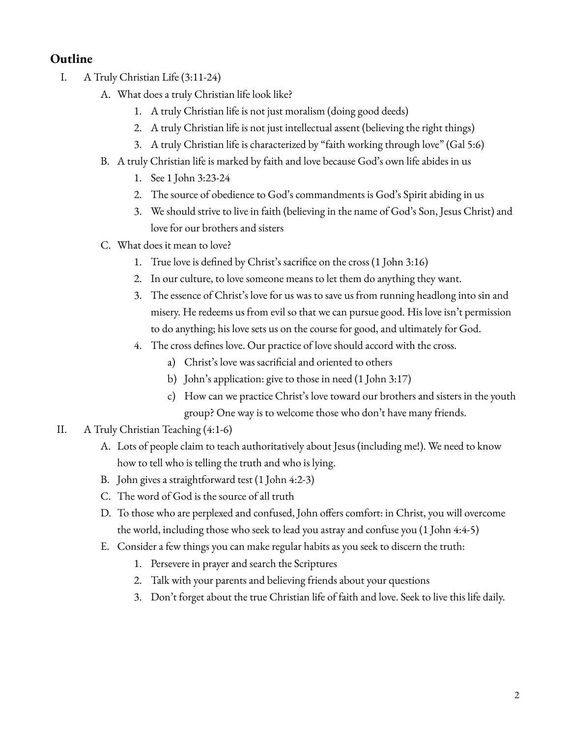## Outline

I. A Truly Christian Life (3:11-24)
   A. What does a truly Christian life look like?
      1. A truly Christian life is not just moralism (doing good deeds)
      2. A truly Christian life is not just intellectual assent (believing the right things)
      3. A truly Christian life is characterized by "faith working through love" (Gal 5:6)
   B. A truly Christian life is marked by faith and love because God's own life abides in us
      1. See 1 John 3:23-24
      2. The source of obedience to God's commandments is God's Spirit abiding in us
      3. We should strive to live in faith (believing in the name of God's Son, Jesus Christ) and love for our brothers and sisters
   C. What does it mean to love?
      1. True love is defined by Christ's sacrifice on the cross (1 John 3:16)
      2. In our culture, to love someone means to let them do anything they want.
      3. The essence of Christ's love for us was to save us from running headlong into sin and misery. He redeems us from evil so that we can pursue good. His love isn't permission to do anything; his love sets us on the course for good, and ultimately for God.
      4. The cross defines love. Our practice of love should accord with the cross.
         a) Christ's love was sacrificial and oriented to others
         b) John's application: give to those in need (1 John 3:17)
         c) How can we practice Christ's love toward our brothers and sisters in the youth group? One way is to welcome those who don't have many friends.

II. A Truly Christian Teaching (4:1-6)
   A. Lots of people claim to teach authoritatively about Jesus (including me!). We need to know how to tell who is telling the truth and who is lying.
   B. John gives a straightforward test (1 John 4:2-3)
   C. The word of God is the source of all truth
   D. To those who are perplexed and confused, John offers comfort: in Christ, you will overcome the world, including those who seek to lead you astray and confuse you (1 John 4:4-5)
   E. Consider a few things you can make regular habits as you seek to discern the truth:
      1. Persevere in prayer and search the Scriptures
      2. Talk with your parents and believing friends about your questions
      3. Don't forget about the true Christian life of faith and love. Seek to live this life daily.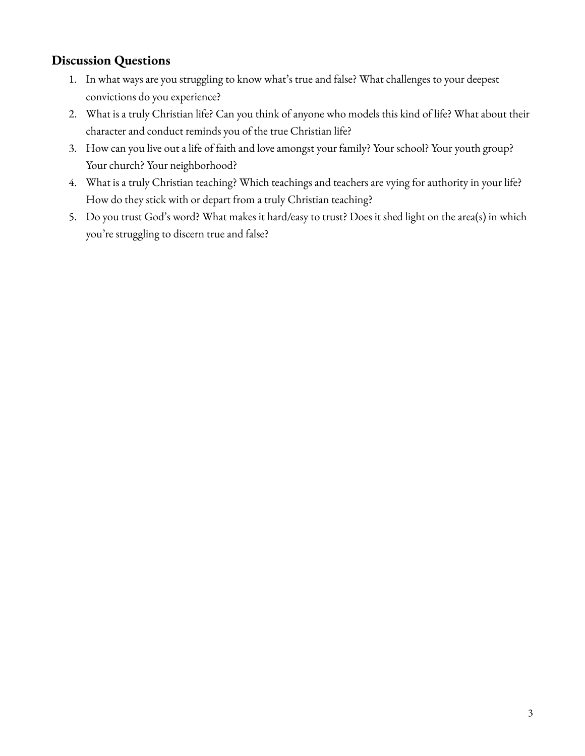## Discussion Questions

1. In what ways are you struggling to know what's true and false? What challenges to your deepest convictions do you experience?
2. What is a truly Christian life? Can you think of anyone who models this kind of life? What about their character and conduct reminds you of the true Christian life?
3. How can you live out a life of faith and love amongst your family? Your school? Your youth group? Your church? Your neighborhood?
4. What is a truly Christian teaching? Which teachings and teachers are vying for authority in your life? How do they stick with or depart from a truly Christian teaching?
5. Do you trust God's word? What makes it hard/easy to trust? Does it shed light on the area(s) in which you're struggling to discern true and false?